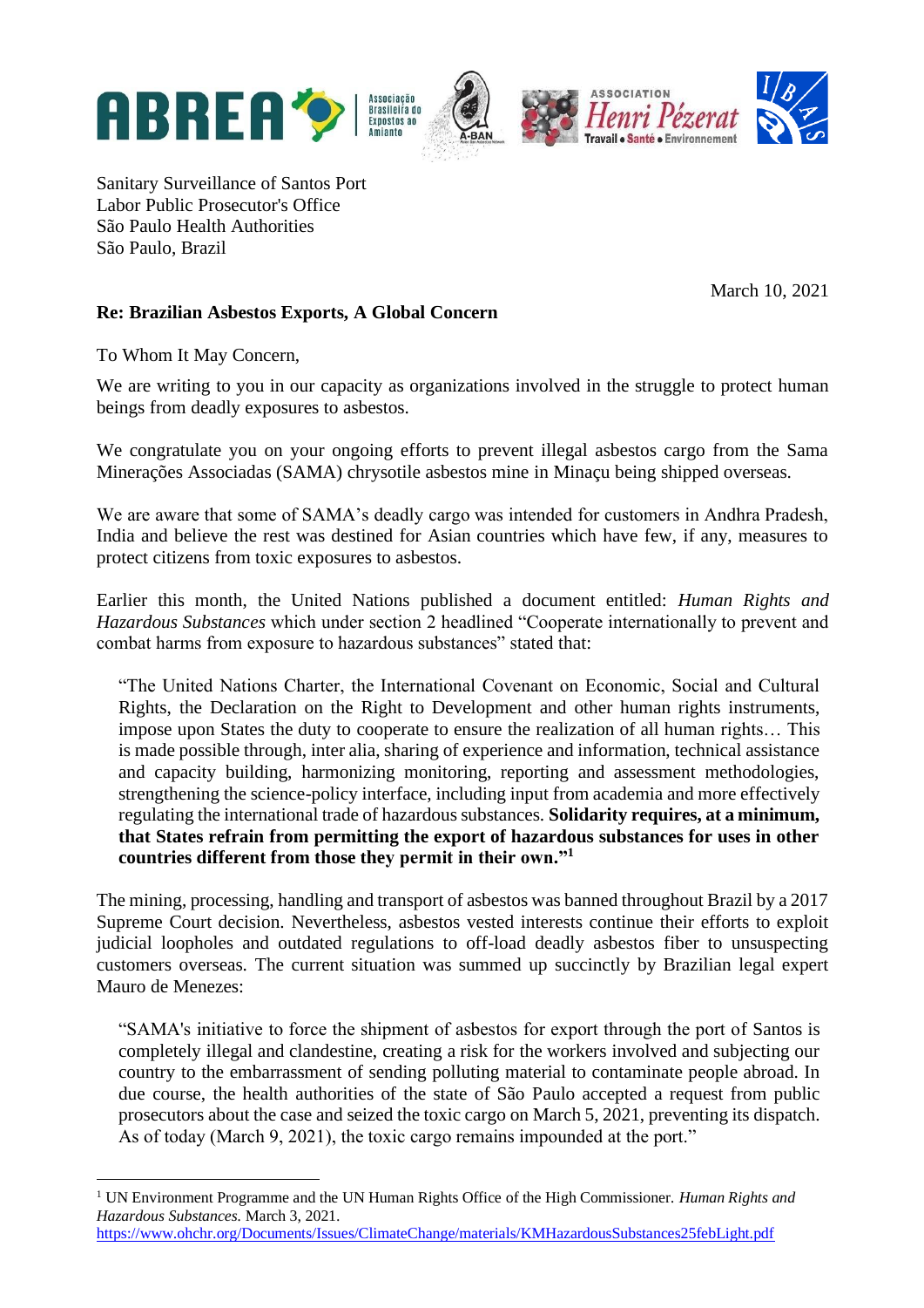Sanitary Surveillance of Santos Port
Labor Public Prosecutor's Office
São Paulo Health Authorities
São Paulo, Brazil

March 10, 2021

**Re: Brazilian Asbestos Exports, A Global Concern**

To Whom It May Concern,

We are writing to you in our capacity as organizations involved in the struggle to protect human beings from deadly exposures to asbestos.

We congratulate you on your ongoing efforts to prevent illegal asbestos cargo from the Sama Minerações Associadas (SAMA) chrysotile asbestos mine in Minaçu being shipped overseas.

We are aware that some of SAMA's deadly cargo was intended for customers in Andhra Pradesh, India and believe the rest was destined for Asian countries which have few, if any, measures to protect citizens from toxic exposures to asbestos.

Earlier this month, the United Nations published a document entitled: *Human Rights and Hazardous Substances* which under section 2 headlined "Cooperate internationally to prevent and combat harms from exposure to hazardous substances" stated that:

> "The United Nations Charter, the International Covenant on Economic, Social and Cultural Rights, the Declaration on the Right to Development and other human rights instruments, impose upon States the duty to cooperate to ensure the realization of all human rights… This is made possible through, inter alia, sharing of experience and information, technical assistance and capacity building, harmonizing monitoring, reporting and assessment methodologies, strengthening the science-policy interface, including input from academia and more effectively regulating the international trade of hazardous substances. **Solidarity requires, at a minimum, that States refrain from permitting the export of hazardous substances for uses in other countries different from those they permit in their own."[1]**

The mining, processing, handling and transport of asbestos was banned throughout Brazil by a 2017 Supreme Court decision. Nevertheless, asbestos vested interests continue their efforts to exploit judicial loopholes and outdated regulations to off-load deadly asbestos fiber to unsuspecting customers overseas. The current situation was summed up succinctly by Brazilian legal expert Mauro de Menezes:

> "SAMA's initiative to force the shipment of asbestos for export through the port of Santos is completely illegal and clandestine, creating a risk for the workers involved and subjecting our country to the embarrassment of sending polluting material to contaminate people abroad. In due course, the health authorities of the state of São Paulo accepted a request from public prosecutors about the case and seized the toxic cargo on March 5, 2021, preventing its dispatch. As of today (March 9, 2021), the toxic cargo remains impounded at the port."

---

[1] UN Environment Programme and the UN Human Rights Office of the High Commissioner. *Human Rights and Hazardous Substances.* March 3, 2021.
https://www.ohchr.org/Documents/Issues/ClimateChange/materials/KMHazardousSubstances25febLight.pdf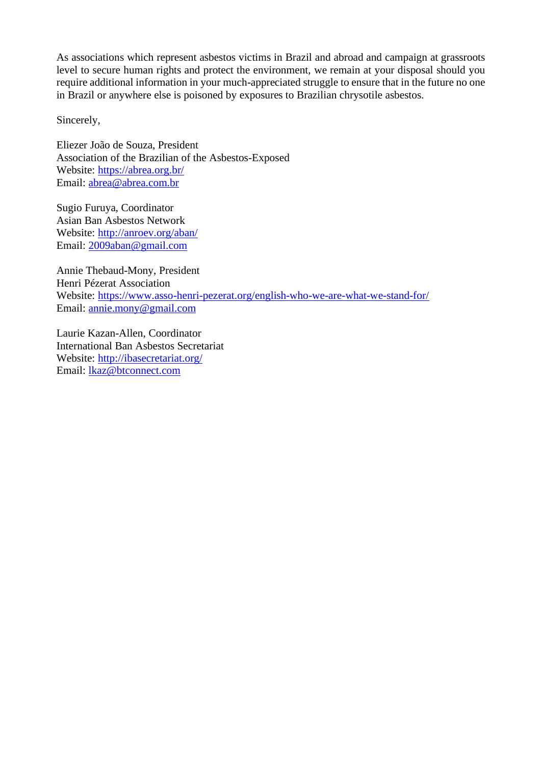As associations which represent asbestos victims in Brazil and abroad and campaign at grassroots level to secure human rights and protect the environment, we remain at your disposal should you require additional information in your much-appreciated struggle to ensure that in the future no one in Brazil or anywhere else is poisoned by exposures to Brazilian chrysotile asbestos.

Sincerely,

Eliezer João de Souza, President
Association of the Brazilian of the Asbestos-Exposed
Website: https://abrea.org.br/
Email: abrea@abrea.com.br

Sugio Furuya, Coordinator
Asian Ban Asbestos Network
Website: http://anroev.org/aban/
Email: 2009aban@gmail.com

Annie Thebaud-Mony, President
Henri Pézerat Association
Website: https://www.asso-henri-pezerat.org/english-who-we-are-what-we-stand-for/
Email: annie.mony@gmail.com

Laurie Kazan-Allen, Coordinator
International Ban Asbestos Secretariat
Website: http://ibasecretariat.org/
Email: lkaz@btconnect.com